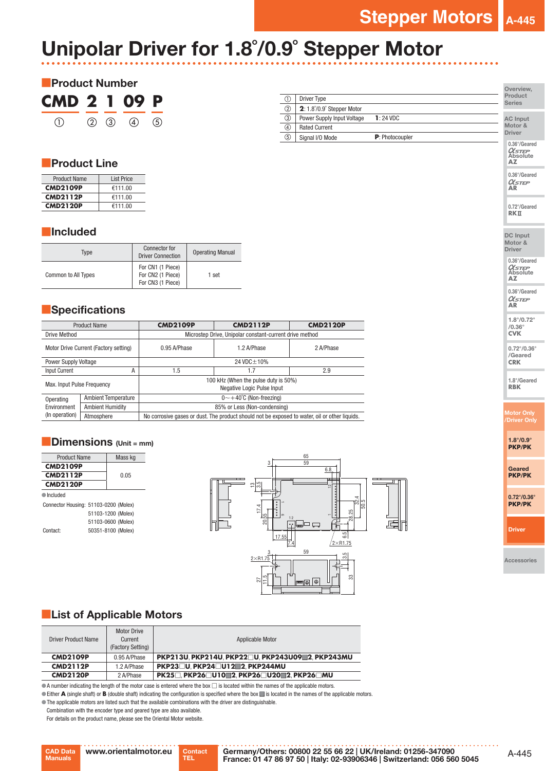# Unipolar Driver for 1.8°/0.9° Stepper Motor

## Product Number

**CMD 2 1 09 P**
① ② ③ ④ ⑤

| | | |
|---|---|---|
| ① | Driver Type | |
| ② | **2**: 1.8°/0.9° Stepper Motor | |
| ③ | Power Supply Input Voltage | **1**: 24 VDC |
| ④ | Rated Current | |
| ⑤ | Signal I/O Mode | **P**: Photocoupler |

## Product Line

| Product Name | List Price |
|---|---|
| **CMD2109P** | €111.00 |
| **CMD2112P** | €111.00 |
| **CMD2120P** | €111.00 |

## Included

| Type | Connector for Driver Connection | Operating Manual |
|---|---|---|
| Common to All Types | For CN1 (1 Piece)<br>For CN2 (1 Piece)<br>For CN3 (1 Piece) | 1 set |

## Specifications

| Product Name | | **CMD2109P** | **CMD2112P** | **CMD2120P** |
|---|---|---|---|---|
| Drive Method | | Microstep Drive, Unipolar constant-current drive method | | |
| Motor Drive Current (Factory setting) | | 0.95 A/Phase | 1.2 A/Phase | 2 A/Phase |
| Power Supply Voltage | | 24 VDC±10% | | |
| Input Current | A | 1.5 | 1.7 | 2.9 |
| Max. Input Pulse Frequency | | 100 kHz (When the pulse duty is 50%)<br>Negative Logic Pulse Input | | |
| Operating Environment (In operation) | Ambient Temperature | 0～+40˚C (Non-freezing) | | |
| | Ambient Humidity | 85% or Less (Non-condensing) | | |
| | Atmosphere | No corrosive gases or dust. The product should not be exposed to water, oil or other liquids. | | |

## Dimensions (Unit = mm)

| Product Name | Mass kg |
|---|---|
| **CMD2109P** | 0.05 |
| **CMD2112P** | |
| **CMD2120P** | |

● Included

Connector Housing: 51103-0200 (Molex)
51103-1200 (Molex)
51103-0600 (Molex)

Contact: 50351-8100 (Molex)

## List of Applicable Motors

| Driver Product Name | Motor Drive Current (Factory Setting) | Applicable Motor |
|---|---|---|
| **CMD2109P** | 0.95 A/Phase | **PKP213U, PKP214U, PKP22□U, PKP243U09■2, PKP243MU** |
| **CMD2112P** | 1.2 A/Phase | **PKP23□U, PKP24□U12■2, PKP244MU** |
| **CMD2120P** | 2 A/Phase | **PK25□, PKP26□U10■2, PKP26□U20■2, PKP26□MU** |

● A number indicating the length of the motor case is entered where the box □ is located within the names of the applicable motors.

● Either **A** (single shaft) or **B** (double shaft) indicating the configuration is specified where the box ■ is located in the names of the applicable motors.

● The applicable motors are listed such that the available combinations with the driver are distinguishable.
Combination with the encoder type and geared type are also available.
For details on the product name, please see the Oriental Motor website.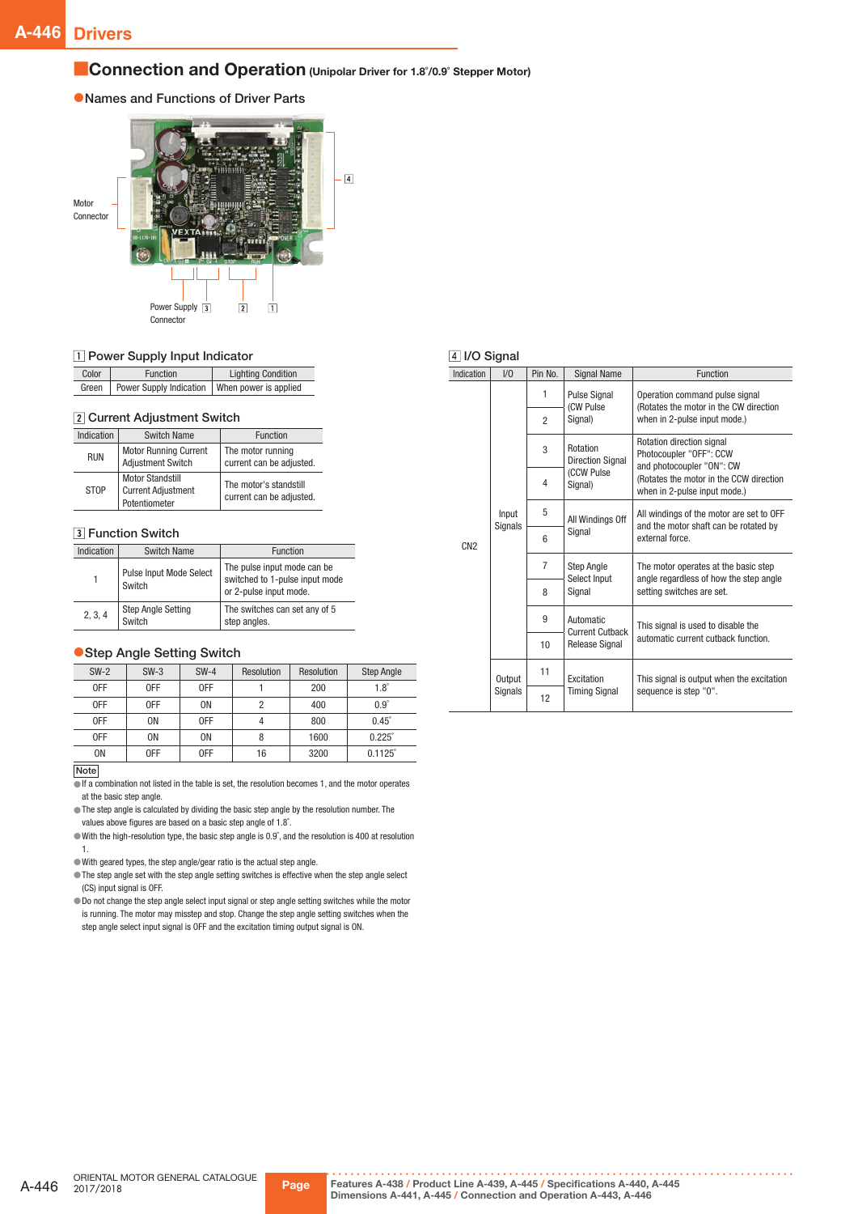## Connection and Operation (Unipolar Driver for 1.8°/0.9° Stepper Motor)

### Names and Functions of Driver Parts

Motor Connector

Power Supply Connector 3

2 1 4

#### 1 Power Supply Input Indicator

| Color | Function | Lighting Condition |
|---|---|---|
| Green | Power Supply Indication | When power is applied |

#### 2 Current Adjustment Switch

| Indication | Switch Name | Function |
|---|---|---|
| RUN | Motor Running Current Adjustment Switch | The motor running current can be adjusted. |
| STOP | Motor Standstill Current Adjustment Potentiometer | The motor's standstill current can be adjusted. |

#### 3 Function Switch

| Indication | Switch Name | Function |
|---|---|---|
| 1 | Pulse Input Mode Select Switch | The pulse input mode can be switched to 1-pulse input mode or 2-pulse input mode. |
| 2, 3, 4 | Step Angle Setting Switch | The switches can set any of 5 step angles. |

### Step Angle Setting Switch

| SW-2 | SW-3 | SW-4 | Resolution | Resolution | Step Angle |
|---|---|---|---|---|---|
| OFF | OFF | OFF | 1 | 200 | 1.8° |
| OFF | OFF | ON | 2 | 400 | 0.9° |
| OFF | ON | OFF | 4 | 800 | 0.45° |
| OFF | ON | ON | 8 | 1600 | 0.225° |
| ON | OFF | OFF | 16 | 3200 | 0.1125° |

**Note**

- If a combination not listed in the table is set, the resolution becomes 1, and the motor operates at the basic step angle.
- The step angle is calculated by dividing the basic step angle by the resolution number. The values above figures are based on a basic step angle of 1.8°.
- With the high-resolution type, the basic step angle is 0.9°, and the resolution is 400 at resolution 1.
- With geared types, the step angle/gear ratio is the actual step angle.
- The step angle set with the step angle setting switches is effective when the step angle select (CS) input signal is OFF.
- Do not change the step angle select input signal or step angle setting switches while the motor is running. The motor may misstep and stop. Change the step angle setting switches when the step angle select input signal is OFF and the excitation timing output signal is ON.

#### 4 I/O Signal

| Indication | I/O | Pin No. | Signal Name | Function |
|---|---|---|---|---|
| CN2 | Input Signals | 1 | Pulse Signal (CW Pulse Signal) | Operation command pulse signal (Rotates the motor in the CW direction when in 2-pulse input mode.) |
| | | 2 | | |
| | | 3 | Rotation Direction Signal (CCW Pulse Signal) | Rotation direction signal Photocoupler "OFF": CCW and photocoupler "ON": CW (Rotates the motor in the CCW direction when in 2-pulse input mode.) |
| | | 4 | | |
| | | 5 | All Windings Off Signal | All windings of the motor are set to OFF and the motor shaft can be rotated by external force. |
| | | 6 | | |
| | | 7 | Step Angle Select Input Signal | The motor operates at the basic step angle regardless of how the step angle setting switches are set. |
| | | 8 | | |
| | | 9 | Automatic Current Cutback Release Signal | This signal is used to disable the automatic current cutback function. |
| | | 10 | | |
| | Output Signals | 11 | Excitation Timing Signal | This signal is output when the excitation sequence is step "0". |
| | | 12 | | |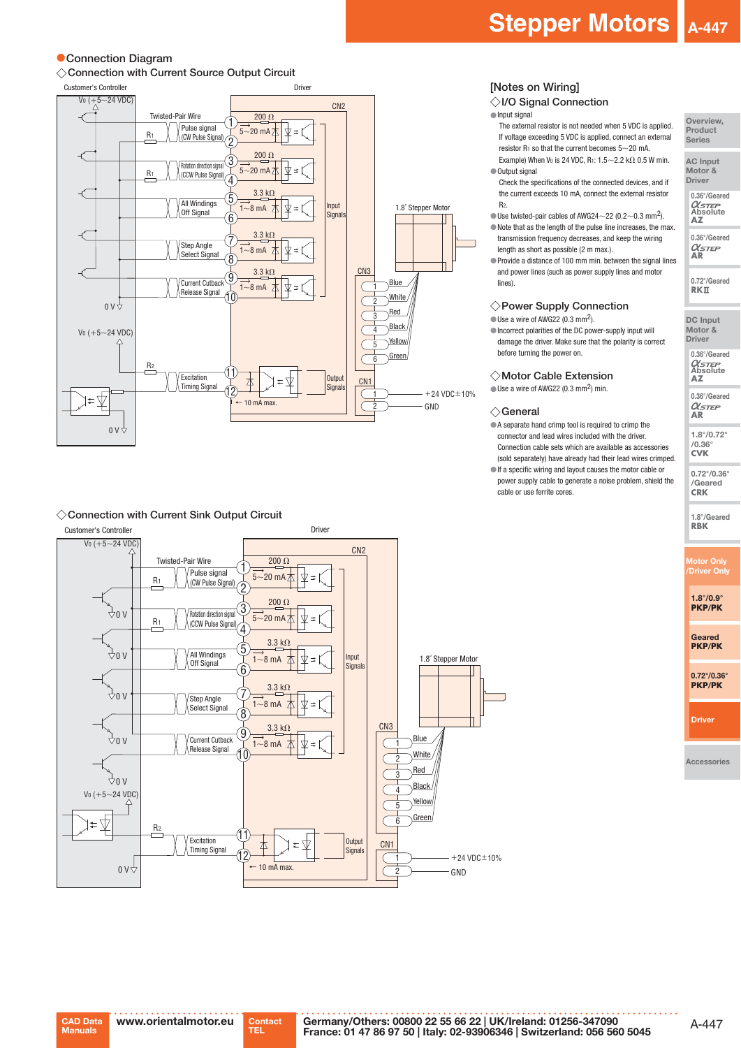## Connection Diagram

### ◇Connection with Current Source Output Circuit

Customer's Controller

Driver

$V_0$ (+5~24 VDC)

Twisted-Pair Wire

CN2

$R_1$

Pulse signal (CW Pulse Signal)

① 200 Ω 5~20 mA ②

$R_1$

Rotation direction signal (CCW Pulse Signal)

③ 200 Ω 5~20 mA ④

All Windings Off Signal

⑤ 3.3 kΩ 1~8 mA ⑥

Step Angle Select Signal

⑦ 3.3 kΩ 1~8 mA ⑧

Current Cutback Release Signal

⑨ 3.3 kΩ 1~8 mA ⑩

0 V

Input Signals

1.8° Stepper Motor

CN3

1 Blue
2 White
3 Red
4 Black
5 Yellow
6 Green

$V_0$ (+5~24 VDC)

$R_2$

Excitation Timing Signal

⑪ ⑫

Output Signals

CN1

1 +24 VDC±10%
2 GND

0 V

10 mA max.

### ◇Connection with Current Sink Output Circuit

Customer's Controller

Driver

$V_0$ (+5~24 VDC)

Twisted-Pair Wire

CN2

$R_1$

Pulse signal (CW Pulse Signal)

① 200 Ω 5~20 mA ②

0 V

$R_1$

Rotation direction signal (CCW Pulse Signal)

③ 200 Ω 5~20 mA ④

0 V

All Windings Off Signal

⑤ 3.3 kΩ 1~8 mA ⑥

0 V

Step Angle Select Signal

⑦ 3.3 kΩ 1~8 mA ⑧

0 V

Current Cutback Release Signal

⑨ 3.3 kΩ 1~8 mA ⑩

0 V

Input Signals

1.8° Stepper Motor

CN3

1 Blue
2 White
3 Red
4 Black
5 Yellow
6 Green

$V_0$ (+5~24 VDC)

$R_2$

Excitation Timing Signal

⑪ ⑫

Output Signals

CN1

1 +24 VDC±10%
2 GND

0 V

10 mA max.

## [Notes on Wiring]

### ◇I/O Signal Connection

- Input signal
  The external resistor is not needed when 5 VDC is applied. If voltage exceeding 5 VDC is applied, connect an external resistor $R_1$ so that the current becomes 5~20 mA.
  Example) When $V_0$ is 24 VDC, $R_1$: 1.5~2.2 kΩ 0.5 W min.
- Output signal
  Check the specifications of the connected devices, and if the current exceeds 10 mA, connect the external resistor $R_2$.
- Use twisted-pair cables of AWG24~22 (0.2~0.3 mm$^2$).
- Note that as the length of the pulse line increases, the max. transmission frequency decreases, and keep the wiring length as short as possible (2 m max.).
- Provide a distance of 100 mm min. between the signal lines and power lines (such as power supply lines and motor lines).

### ◇Power Supply Connection

- Use a wire of AWG22 (0.3 mm$^2$).
- Incorrect polarities of the DC power-supply input will damage the driver. Make sure that the polarity is correct before turning the power on.

### ◇Motor Cable Extension

- Use a wire of AWG22 (0.3 mm$^2$) min.

### ◇General

- A separate hand crimp tool is required to crimp the connector and lead wires included with the driver. Connection cable sets which are available as accessories (sold separately) have already had their lead wires crimped.
- If a specific wiring and layout causes the motor cable or power supply cable to generate a noise problem, shield the cable or use ferrite cores.